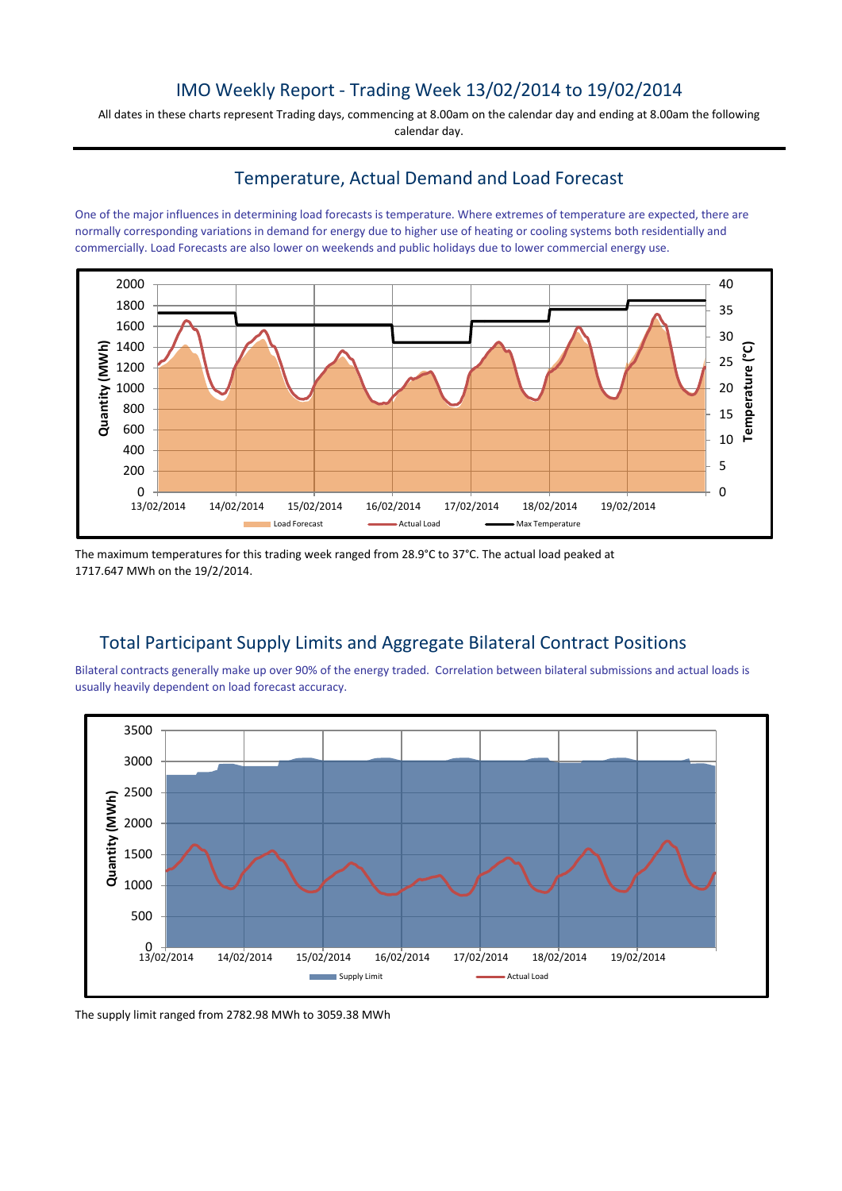# IMO Weekly Report - Trading Week 13/02/2014 to 19/02/2014

All dates in these charts represent Trading days, commencing at 8.00am on the calendar day and ending at 8.00am the following calendar day.

## Temperature, Actual Demand and Load Forecast

One of the major influences in determining load forecasts is temperature. Where extremes of temperature are expected, there are normally corresponding variations in demand for energy due to higher use of heating or cooling systems both residentially and commercially. Load Forecasts are also lower on weekends and public holidays due to lower commercial energy use.

The maximum temperatures for this trading week ranged from 28.9°C to 37°C. The actual load peaked at 1717.647 MWh on the 19/2/2014.

## Total Participant Supply Limits and Aggregate Bilateral Contract Positions

Bilateral contracts generally make up over 90% of the energy traded. Correlation between bilateral submissions and actual loads is usually heavily dependent on load forecast accuracy.

The supply limit ranged from 2782.98 MWh to 3059.38 MWh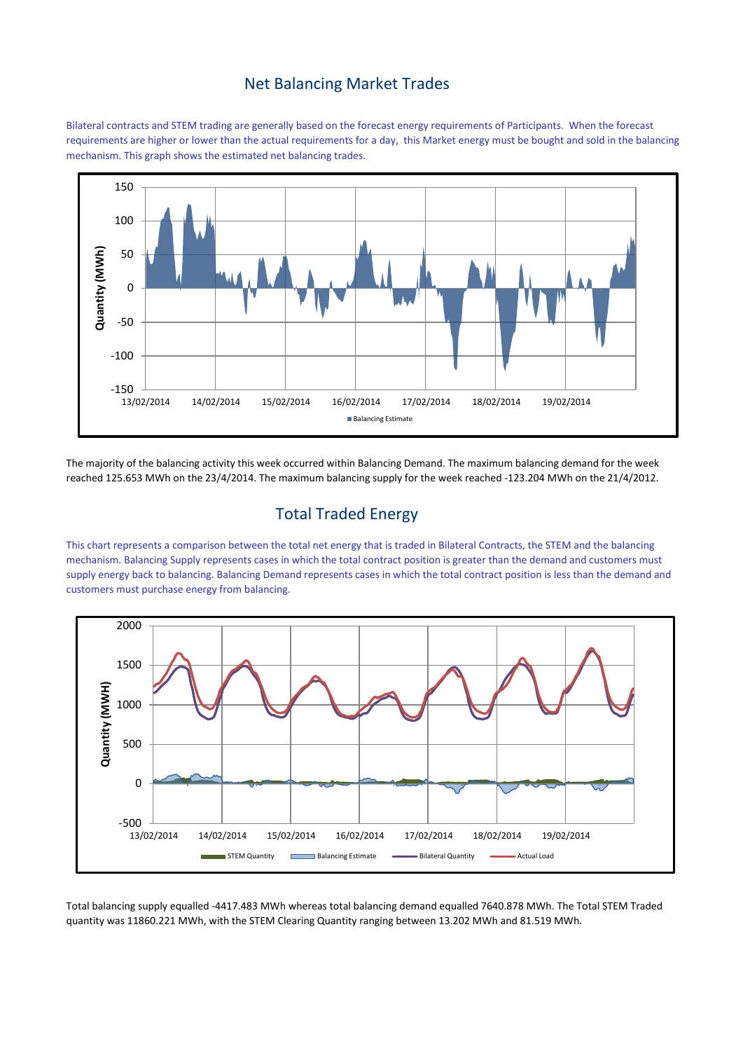## Net Balancing Market Trades

Bilateral contracts and STEM trading are generally based on the forecast energy requirements of Participants. When the forecast requirements are higher or lower than the actual requirements for a day, this Market energy must be bought and sold in the balancing mechanism. This graph shows the estimated net balancing trades.

The majority of the balancing activity this week occurred within Balancing Demand. The maximum balancing demand for the week reached 125.653 MWh on the 23/4/2014. The maximum balancing supply for the week reached -123.204 MWh on the 21/4/2012.

## Total Traded Energy

This chart represents a comparison between the total net energy that is traded in Bilateral Contracts, the STEM and the balancing mechanism. Balancing Supply represents cases in which the total contract position is greater than the demand and customers must supply energy back to balancing. Balancing Demand represents cases in which the total contract position is less than the demand and customers must purchase energy from balancing.

Total balancing supply equalled -4417.483 MWh whereas total balancing demand equalled 7640.878 MWh. The Total STEM Traded quantity was 11860.221 MWh, with the STEM Clearing Quantity ranging between 13.202 MWh and 81.519 MWh.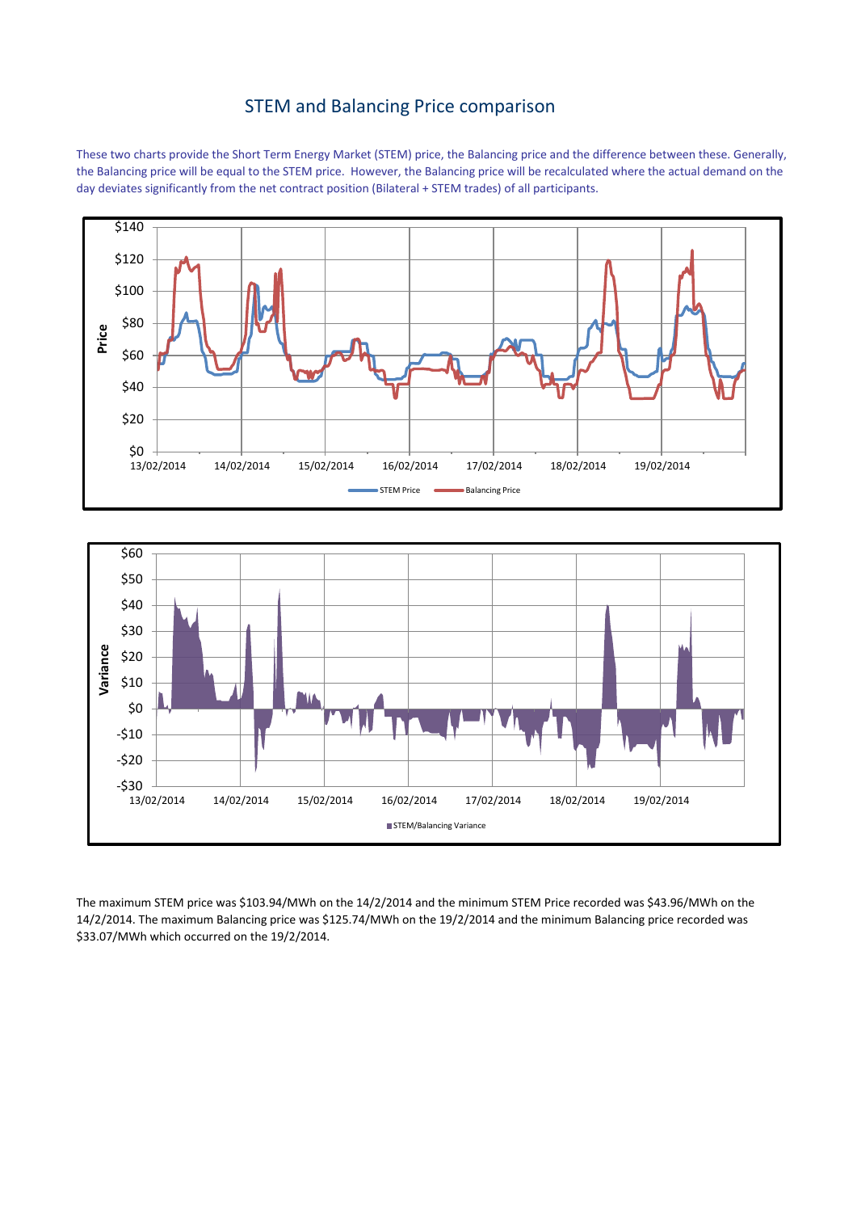# STEM and Balancing Price comparison

These two charts provide the Short Term Energy Market (STEM) price, the Balancing price and the difference between these. Generally, the Balancing price will be equal to the STEM price. However, the Balancing price will be recalculated where the actual demand on the day deviates significantly from the net contract position (Bilateral + STEM trades) of all participants.

Price

$140
$120
$100
$80
$60
$40
$20
$0

13/02/2014 14/02/2014 15/02/2014 16/02/2014 17/02/2014 18/02/2014 19/02/2014

STEM Price
Balancing Price

Variance

$60
$50
$40
$30
$20
$10
$0
-$10
-$20
-$30

13/02/2014 14/02/2014 15/02/2014 16/02/2014 17/02/2014 18/02/2014 19/02/2014

STEM/Balancing Variance

The maximum STEM price was $103.94/MWh on the 14/2/2014 and the minimum STEM Price recorded was $43.96/MWh on the 14/2/2014. The maximum Balancing price was $125.74/MWh on the 19/2/2014 and the minimum Balancing price recorded was $33.07/MWh which occurred on the 19/2/2014.